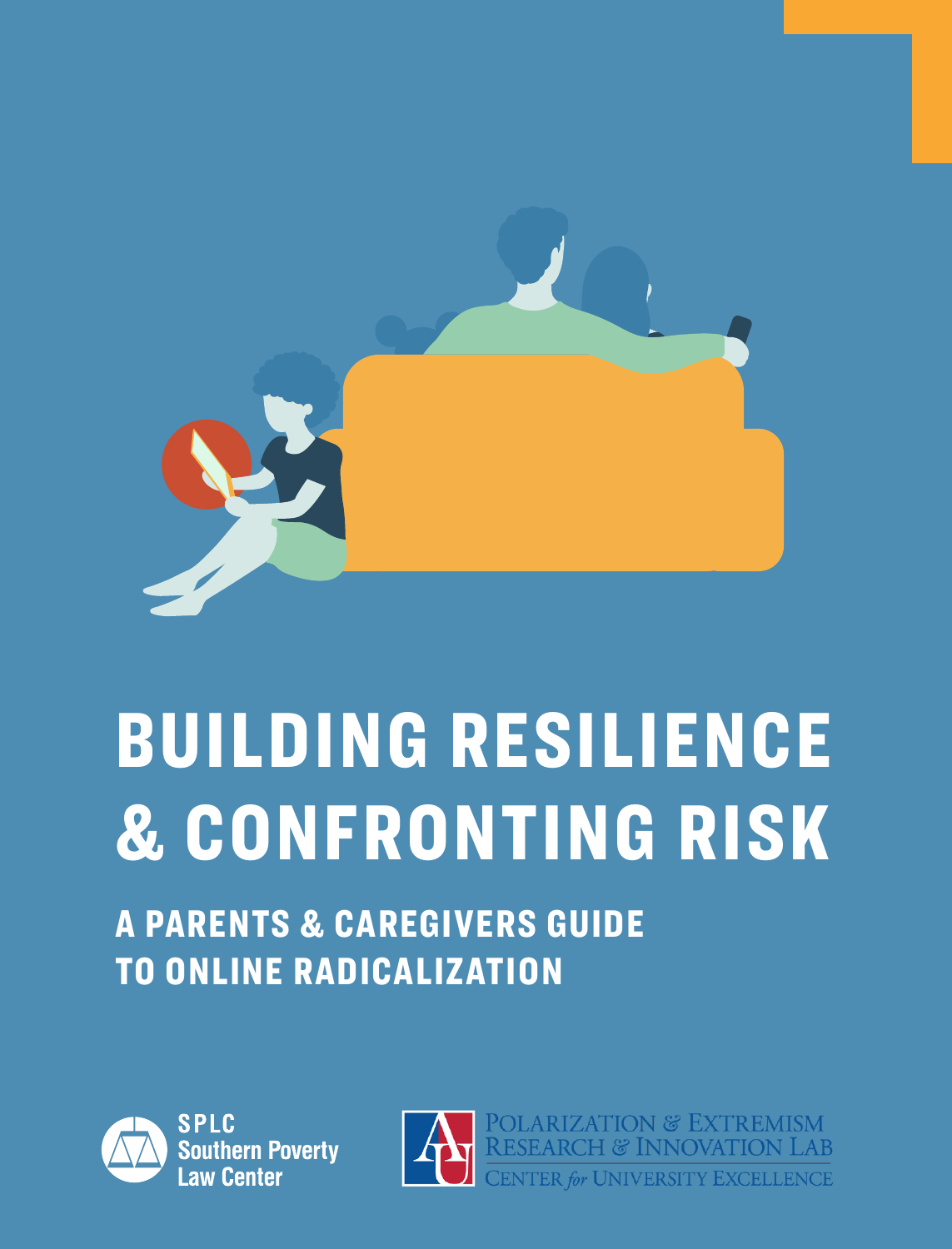# BUILDING RESILIENCE & CONFRONTING RISK

## A PARENTS & CAREGIVERS GUIDE TO ONLINE RADICALIZATION

SPLC Southern Poverty Law Center

Polarization & Extremism Research & Innovation Lab
Center *for* University Excellence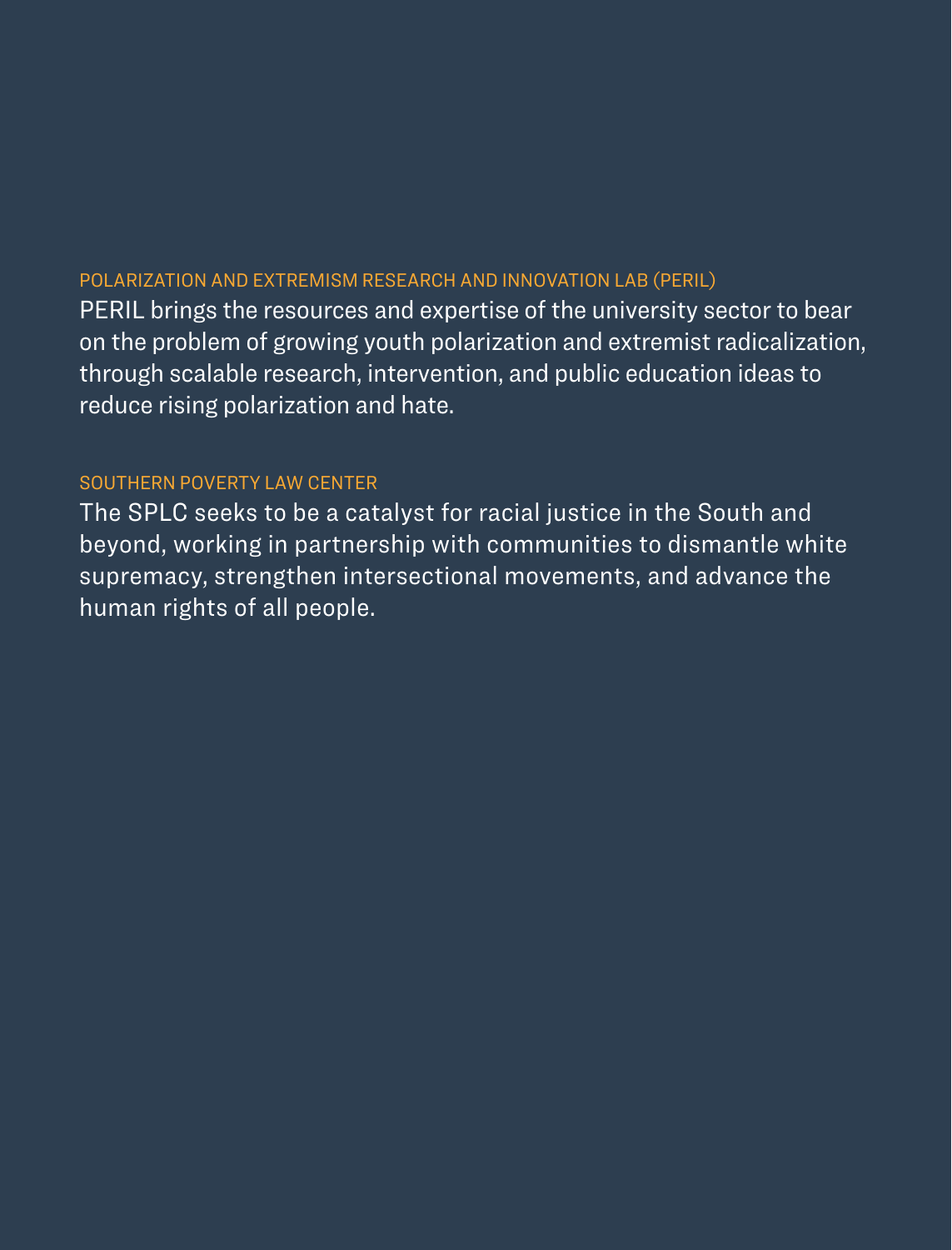### POLARIZATION AND EXTREMISM RESEARCH AND INNOVATION LAB (PERIL)

PERIL brings the resources and expertise of the university sector to bear on the problem of growing youth polarization and extremist radicalization, through scalable research, intervention, and public education ideas to reduce rising polarization and hate.

### SOUTHERN POVERTY LAW CENTER

The SPLC seeks to be a catalyst for racial justice in the South and beyond, working in partnership with communities to dismantle white supremacy, strengthen intersectional movements, and advance the human rights of all people.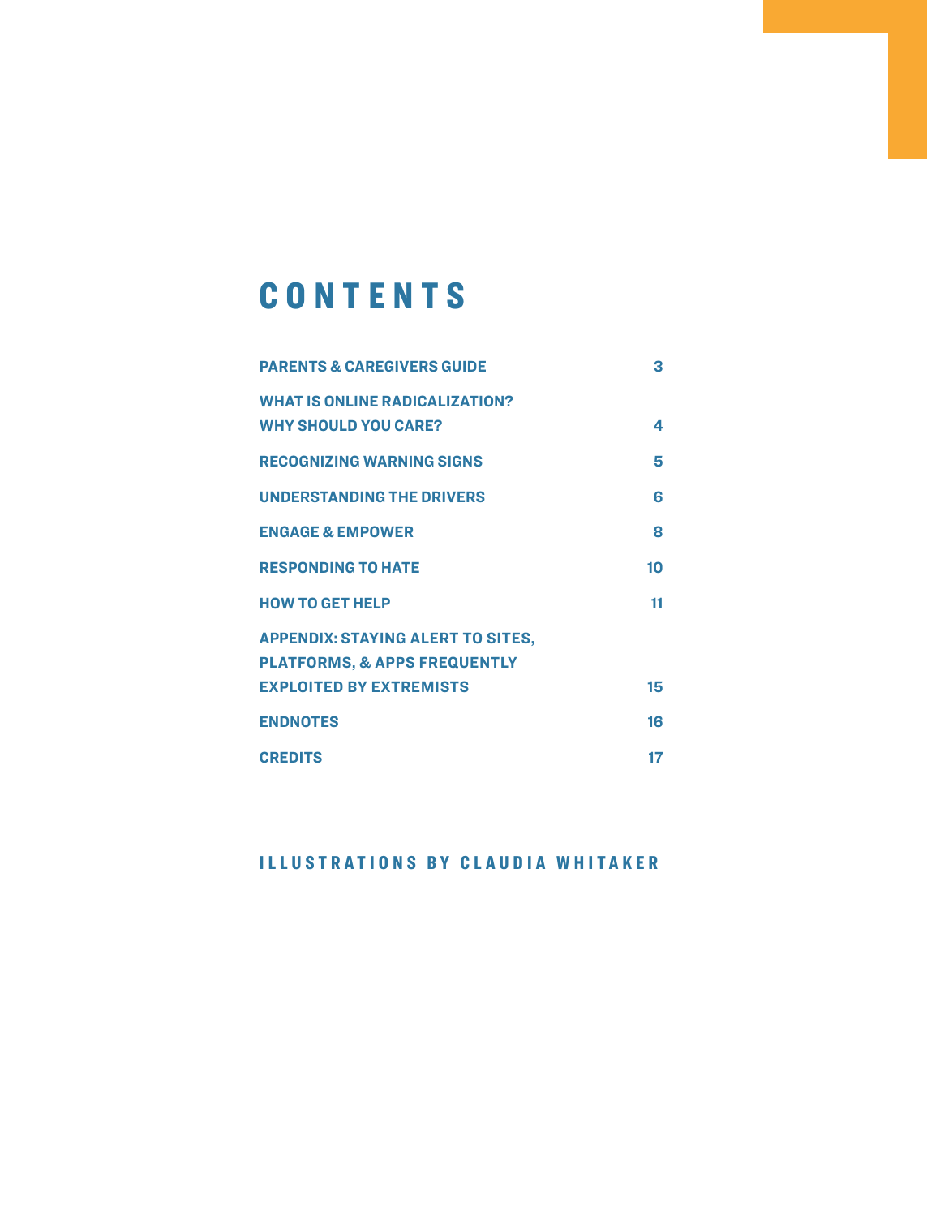# CONTENTS

| | |
|---|---|
| PARENTS & CAREGIVERS GUIDE | 3 |
| WHAT IS ONLINE RADICALIZATION? WHY SHOULD YOU CARE? | 4 |
| RECOGNIZING WARNING SIGNS | 5 |
| UNDERSTANDING THE DRIVERS | 6 |
| ENGAGE & EMPOWER | 8 |
| RESPONDING TO HATE | 10 |
| HOW TO GET HELP | 11 |
| APPENDIX: STAYING ALERT TO SITES, PLATFORMS, & APPS FREQUENTLY EXPLOITED BY EXTREMISTS | 15 |
| ENDNOTES | 16 |
| CREDITS | 17 |

ILLUSTRATIONS BY CLAUDIA WHITAKER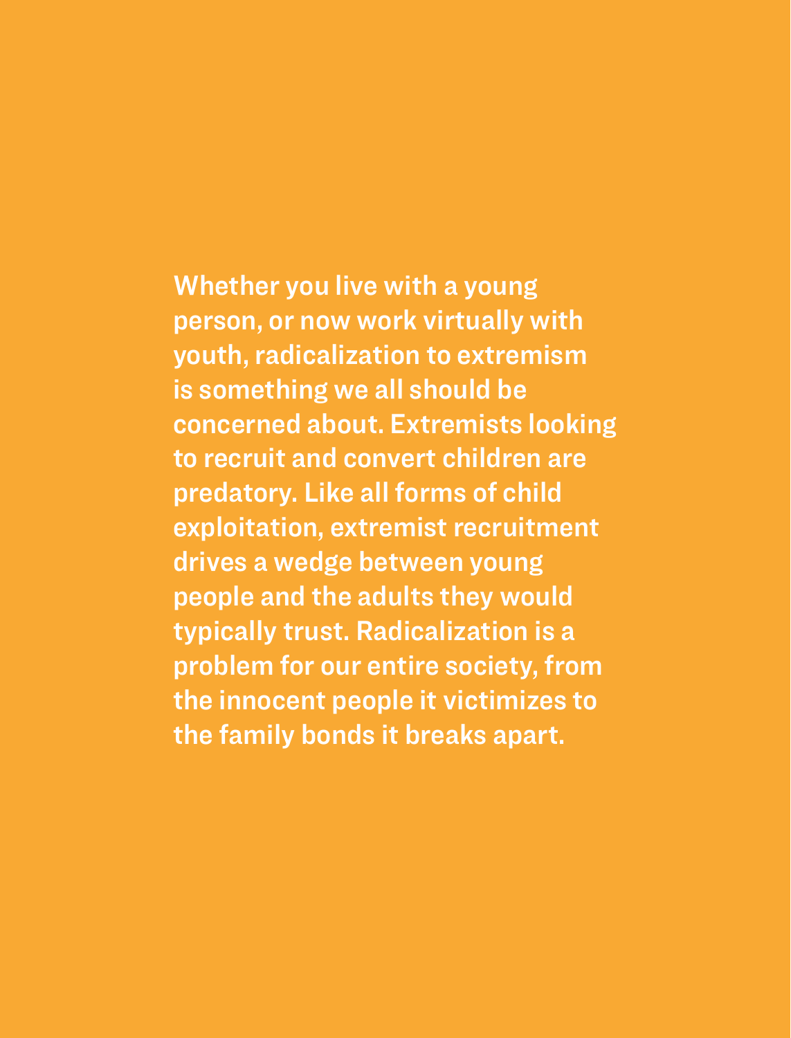**Whether you live with a young person, or now work virtually with youth, radicalization to extremism is something we all should be concerned about. Extremists looking to recruit and convert children are predatory. Like all forms of child exploitation, extremist recruitment drives a wedge between young people and the adults they would typically trust. Radicalization is a problem for our entire society, from the innocent people it victimizes to the family bonds it breaks apart.**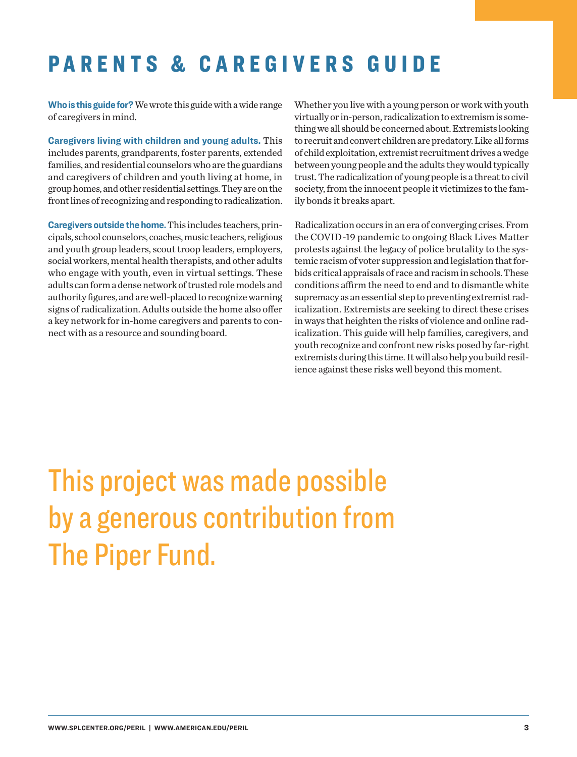# PARENTS & CAREGIVERS GUIDE

**Who is this guide for?** We wrote this guide with a wide range of caregivers in mind.

**Caregivers living with children and young adults.** This includes parents, grandparents, foster parents, extended families, and residential counselors who are the guardians and caregivers of children and youth living at home, in group homes, and other residential settings. They are on the front lines of recognizing and responding to radicalization.

**Caregivers outside the home.** This includes teachers, principals, school counselors, coaches, music teachers, religious and youth group leaders, scout troop leaders, employers, social workers, mental health therapists, and other adults who engage with youth, even in virtual settings. These adults can form a dense network of trusted role models and authority figures, and are well-placed to recognize warning signs of radicalization. Adults outside the home also offer a key network for in-home caregivers and parents to connect with as a resource and sounding board.

Whether you live with a young person or work with youth virtually or in-person, radicalization to extremism is something we all should be concerned about. Extremists looking to recruit and convert children are predatory. Like all forms of child exploitation, extremist recruitment drives a wedge between young people and the adults they would typically trust. The radicalization of young people is a threat to civil society, from the innocent people it victimizes to the family bonds it breaks apart.

Radicalization occurs in an era of converging crises. From the COVID-19 pandemic to ongoing Black Lives Matter protests against the legacy of police brutality to the systemic racism of voter suppression and legislation that forbids critical appraisals of race and racism in schools. These conditions affirm the need to end and to dismantle white supremacy as an essential step to preventing extremist radicalization. Extremists are seeking to direct these crises in ways that heighten the risks of violence and online radicalization. This guide will help families, caregivers, and youth recognize and confront new risks posed by far-right extremists during this time. It will also help you build resilience against these risks well beyond this moment.

This project was made possible by a generous contribution from The Piper Fund.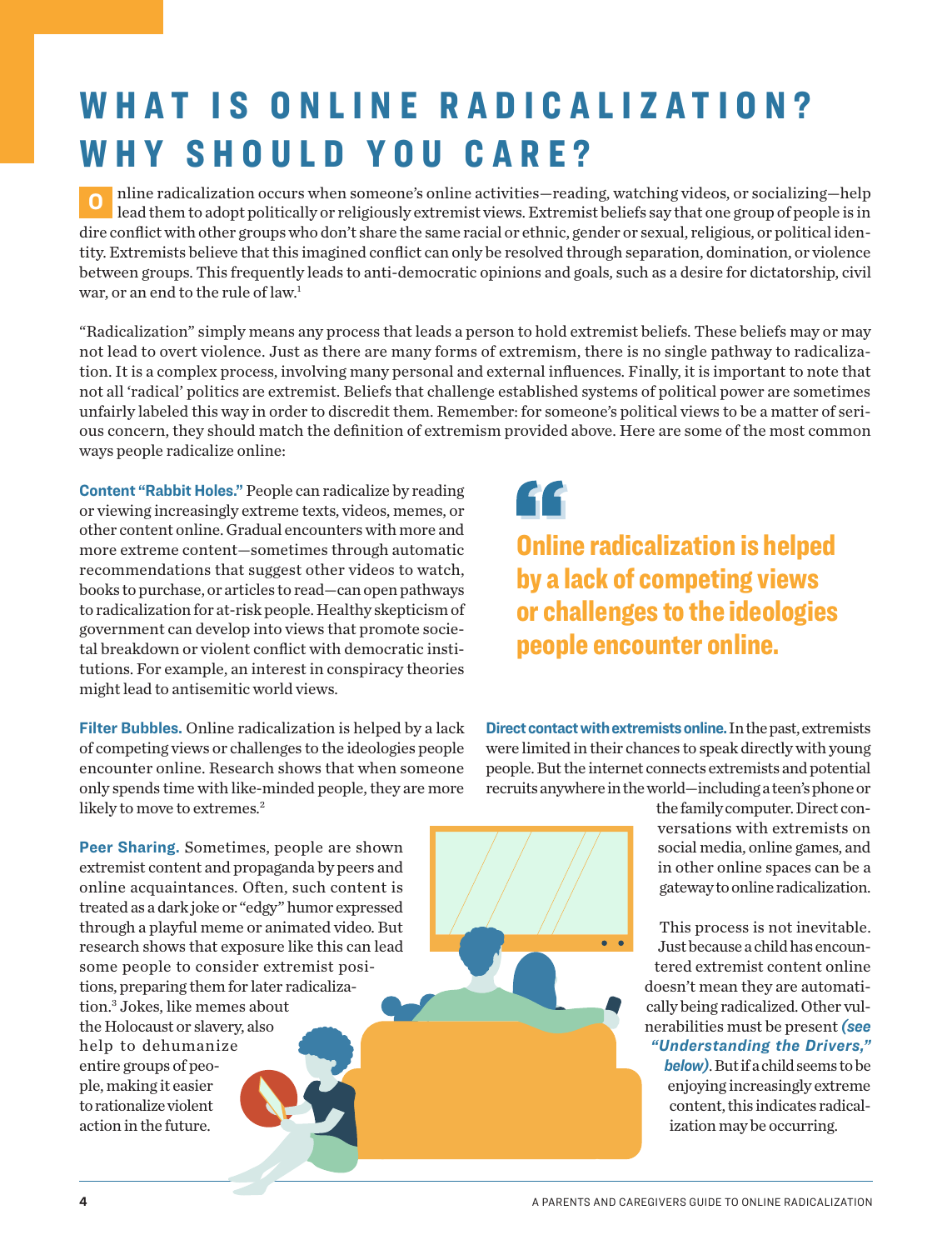# WHAT IS ONLINE RADICALIZATION? WHY SHOULD YOU CARE?

Online radicalization occurs when someone's online activities—reading, watching videos, or socializing—help lead them to adopt politically or religiously extremist views. Extremist beliefs say that one group of people is in dire conflict with other groups who don't share the same racial or ethnic, gender or sexual, religious, or political identity. Extremists believe that this imagined conflict can only be resolved through separation, domination, or violence between groups. This frequently leads to anti-democratic opinions and goals, such as a desire for dictatorship, civil war, or an end to the rule of law.[1]

"Radicalization" simply means any process that leads a person to hold extremist beliefs. These beliefs may or may not lead to overt violence. Just as there are many forms of extremism, there is no single pathway to radicalization. It is a complex process, involving many personal and external influences. Finally, it is important to note that not all 'radical' politics are extremist. Beliefs that challenge established systems of political power are sometimes unfairly labeled this way in order to discredit them. Remember: for someone's political views to be a matter of serious concern, they should match the definition of extremism provided above. Here are some of the most common ways people radicalize online:

**Content "Rabbit Holes."** People can radicalize by reading or viewing increasingly extreme texts, videos, memes, or other content online. Gradual encounters with more and more extreme content—sometimes through automatic recommendations that suggest other videos to watch, books to purchase, or articles to read—can open pathways to radicalization for at-risk people. Healthy skepticism of government can develop into views that promote societal breakdown or violent conflict with democratic institutions. For example, an interest in conspiracy theories might lead to antisemitic world views.

> **Online radicalization is helped by a lack of competing views or challenges to the ideologies people encounter online.**

**Filter Bubbles.** Online radicalization is helped by a lack of competing views or challenges to the ideologies people encounter online. Research shows that when someone only spends time with like-minded people, they are more likely to move to extremes.[2]

**Peer Sharing.** Sometimes, people are shown extremist content and propaganda by peers and online acquaintances. Often, such content is treated as a dark joke or "edgy" humor expressed through a playful meme or animated video. But research shows that exposure like this can lead some people to consider extremist positions, preparing them for later radicalization.[3] Jokes, like memes about the Holocaust or slavery, also help to dehumanize entire groups of people, making it easier to rationalize violent action in the future.

**Direct contact with extremists online.** In the past, extremists were limited in their chances to speak directly with young people. But the internet connects extremists and potential recruits anywhere in the world—including a teen's phone or the family computer. Direct conversations with extremists on social media, online games, and in other online spaces can be a gateway to online radicalization.

This process is not inevitable. Just because a child has encountered extremist content online doesn't mean they are automatically being radicalized. Other vulnerabilities must be present ***(see "Understanding the Drivers," below)***. But if a child seems to be enjoying increasingly extreme content, this indicates radicalization may be occurring.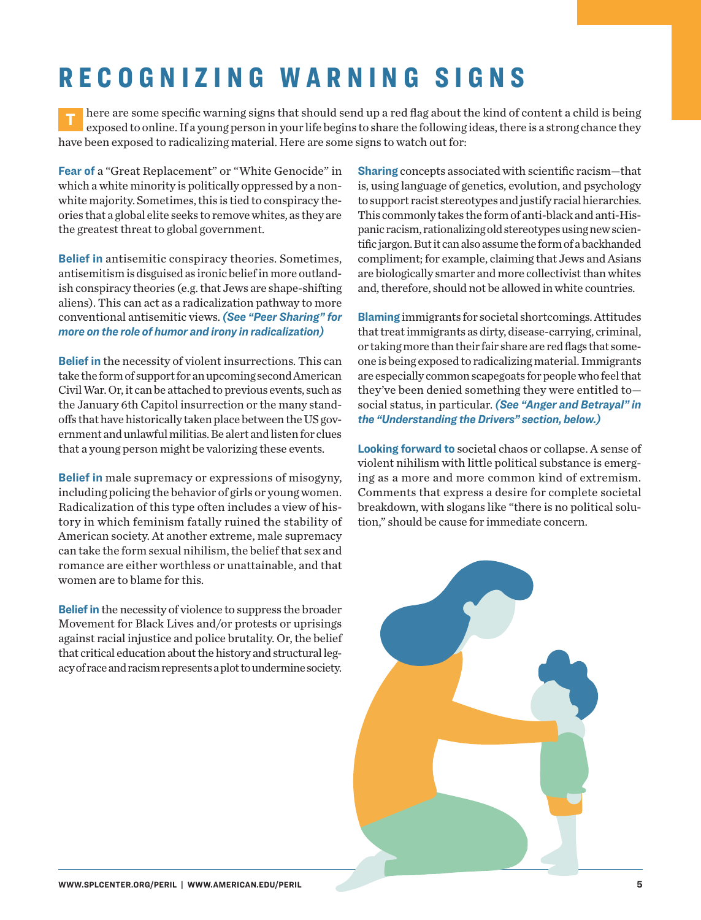# RECOGNIZING WARNING SIGNS

There are some specific warning signs that should send up a red flag about the kind of content a child is being exposed to online. If a young person in your life begins to share the following ideas, there is a strong chance they have been exposed to radicalizing material. Here are some signs to watch out for:

**Fear of** a "Great Replacement" or "White Genocide" in which a white minority is politically oppressed by a non-white majority. Sometimes, this is tied to conspiracy theories that a global elite seeks to remove whites, as they are the greatest threat to global government.

**Belief in** antisemitic conspiracy theories. Sometimes, antisemitism is disguised as ironic belief in more outlandish conspiracy theories (e.g. that Jews are shape-shifting aliens). This can act as a radicalization pathway to more conventional antisemitic views. ***(See "Peer Sharing" for more on the role of humor and irony in radicalization)***

**Belief in** the necessity of violent insurrections. This can take the form of support for an upcoming second American Civil War. Or, it can be attached to previous events, such as the January 6th Capitol insurrection or the many standoffs that have historically taken place between the US government and unlawful militias. Be alert and listen for clues that a young person might be valorizing these events.

**Belief in** male supremacy or expressions of misogyny, including policing the behavior of girls or young women. Radicalization of this type often includes a view of history in which feminism fatally ruined the stability of American society. At another extreme, male supremacy can take the form sexual nihilism, the belief that sex and romance are either worthless or unattainable, and that women are to blame for this.

**Belief in** the necessity of violence to suppress the broader Movement for Black Lives and/or protests or uprisings against racial injustice and police brutality. Or, the belief that critical education about the history and structural legacy of race and racism represents a plot to undermine society.

**Sharing** concepts associated with scientific racism—that is, using language of genetics, evolution, and psychology to support racist stereotypes and justify racial hierarchies. This commonly takes the form of anti-black and anti-Hispanic racism, rationalizing old stereotypes using new scientific jargon. But it can also assume the form of a backhanded compliment; for example, claiming that Jews and Asians are biologically smarter and more collectivist than whites and, therefore, should not be allowed in white countries.

**Blaming** immigrants for societal shortcomings. Attitudes that treat immigrants as dirty, disease-carrying, criminal, or taking more than their fair share are red flags that someone is being exposed to radicalizing material. Immigrants are especially common scapegoats for people who feel that they've been denied something they were entitled to—social status, in particular. ***(See "Anger and Betrayal" in the "Understanding the Drivers" section, below.)***

**Looking forward to** societal chaos or collapse. A sense of violent nihilism with little political substance is emerging as a more and more common kind of extremism. Comments that express a desire for complete societal breakdown, with slogans like "there is no political solution," should be cause for immediate concern.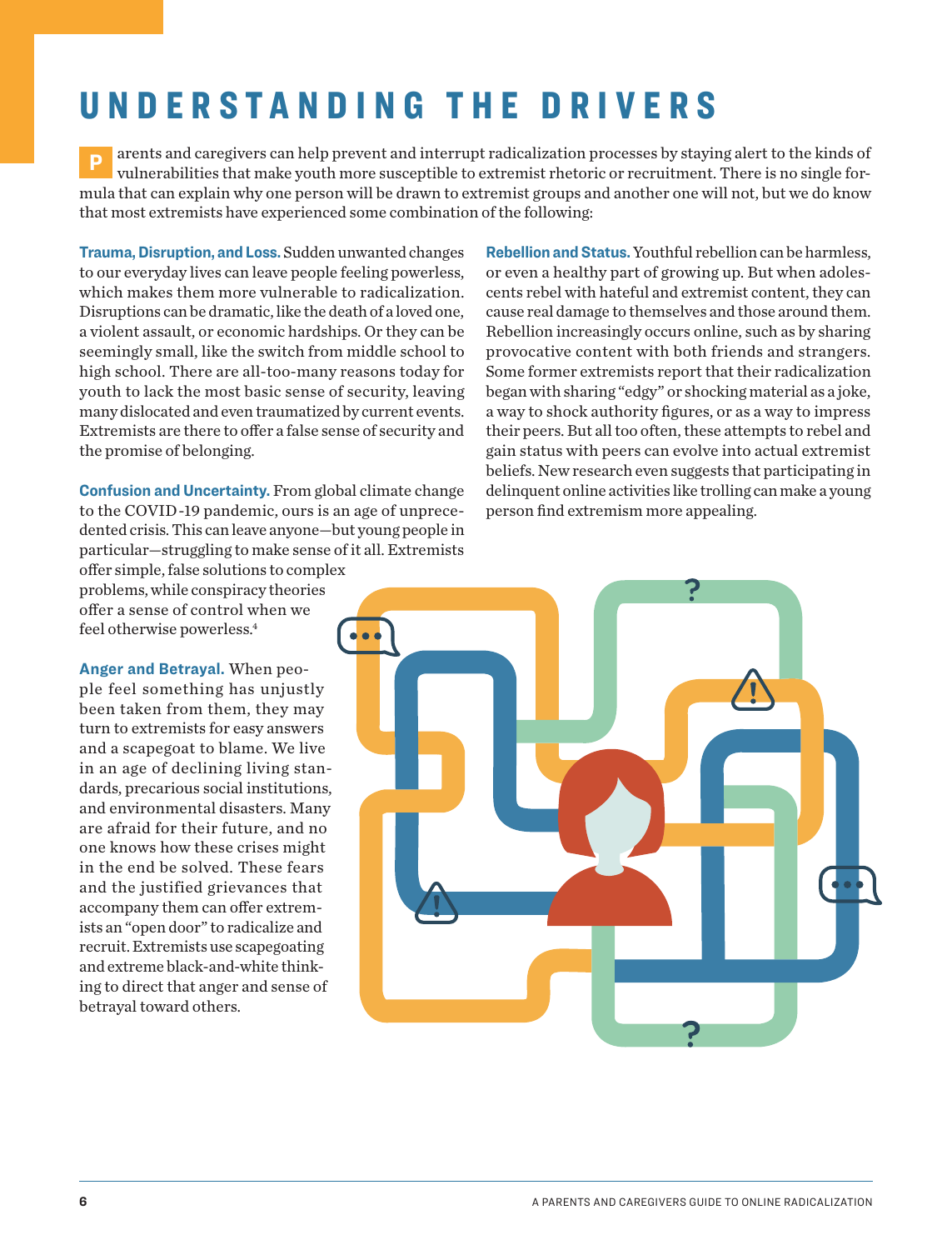# UNDERSTANDING THE DRIVERS

Parents and caregivers can help prevent and interrupt radicalization processes by staying alert to the kinds of vulnerabilities that make youth more susceptible to extremist rhetoric or recruitment. There is no single formula that can explain why one person will be drawn to extremist groups and another one will not, but we do know that most extremists have experienced some combination of the following:

**Trauma, Disruption, and Loss.** Sudden unwanted changes to our everyday lives can leave people feeling powerless, which makes them more vulnerable to radicalization. Disruptions can be dramatic, like the death of a loved one, a violent assault, or economic hardships. Or they can be seemingly small, like the switch from middle school to high school. There are all-too-many reasons today for youth to lack the most basic sense of security, leaving many dislocated and even traumatized by current events. Extremists are there to offer a false sense of security and the promise of belonging.

**Confusion and Uncertainty.** From global climate change to the COVID-19 pandemic, ours is an age of unprecedented crisis. This can leave anyone—but young people in particular—struggling to make sense of it all. Extremists offer simple, false solutions to complex problems, while conspiracy theories offer a sense of control when we feel otherwise powerless.[4]

**Anger and Betrayal.** When people feel something has unjustly been taken from them, they may turn to extremists for easy answers and a scapegoat to blame. We live in an age of declining living standards, precarious social institutions, and environmental disasters. Many are afraid for their future, and no one knows how these crises might in the end be solved. These fears and the justified grievances that accompany them can offer extremists an "open door" to radicalize and recruit. Extremists use scapegoating and extreme black-and-white thinking to direct that anger and sense of betrayal toward others.

**Rebellion and Status.** Youthful rebellion can be harmless, or even a healthy part of growing up. But when adolescents rebel with hateful and extremist content, they can cause real damage to themselves and those around them. Rebellion increasingly occurs online, such as by sharing provocative content with both friends and strangers. Some former extremists report that their radicalization began with sharing "edgy" or shocking material as a joke, a way to shock authority figures, or as a way to impress their peers. But all too often, these attempts to rebel and gain status with peers can evolve into actual extremist beliefs. New research even suggests that participating in delinquent online activities like trolling can make a young person find extremism more appealing.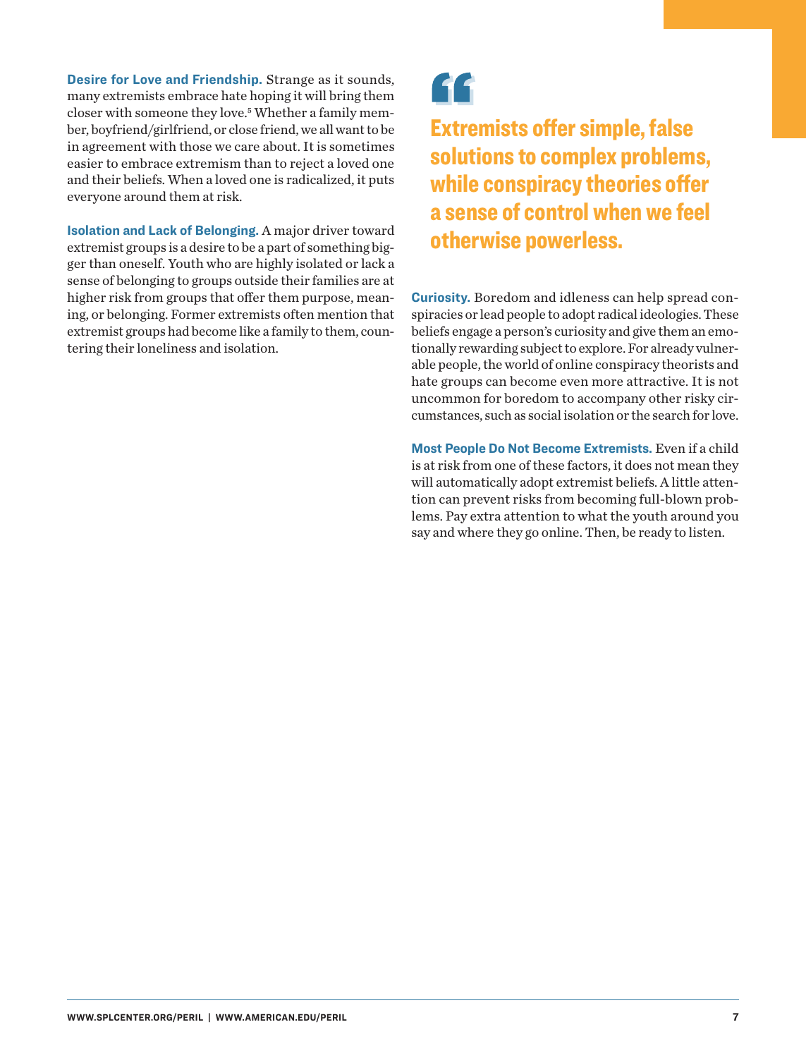**Desire for Love and Friendship.** Strange as it sounds, many extremists embrace hate hoping it will bring them closer with someone they love.[5] Whether a family member, boyfriend/girlfriend, or close friend, we all want to be in agreement with those we care about. It is sometimes easier to embrace extremism than to reject a loved one and their beliefs. When a loved one is radicalized, it puts everyone around them at risk.

**Isolation and Lack of Belonging.** A major driver toward extremist groups is a desire to be a part of something bigger than oneself. Youth who are highly isolated or lack a sense of belonging to groups outside their families are at higher risk from groups that offer them purpose, meaning, or belonging. Former extremists often mention that extremist groups had become like a family to them, countering their loneliness and isolation.

> **Extremists offer simple, false solutions to complex problems, while conspiracy theories offer a sense of control when we feel otherwise powerless.**

**Curiosity.** Boredom and idleness can help spread conspiracies or lead people to adopt radical ideologies. These beliefs engage a person's curiosity and give them an emotionally rewarding subject to explore. For already vulnerable people, the world of online conspiracy theorists and hate groups can become even more attractive. It is not uncommon for boredom to accompany other risky circumstances, such as social isolation or the search for love.

**Most People Do Not Become Extremists.** Even if a child is at risk from one of these factors, it does not mean they will automatically adopt extremist beliefs. A little attention can prevent risks from becoming full-blown problems. Pay extra attention to what the youth around you say and where they go online. Then, be ready to listen.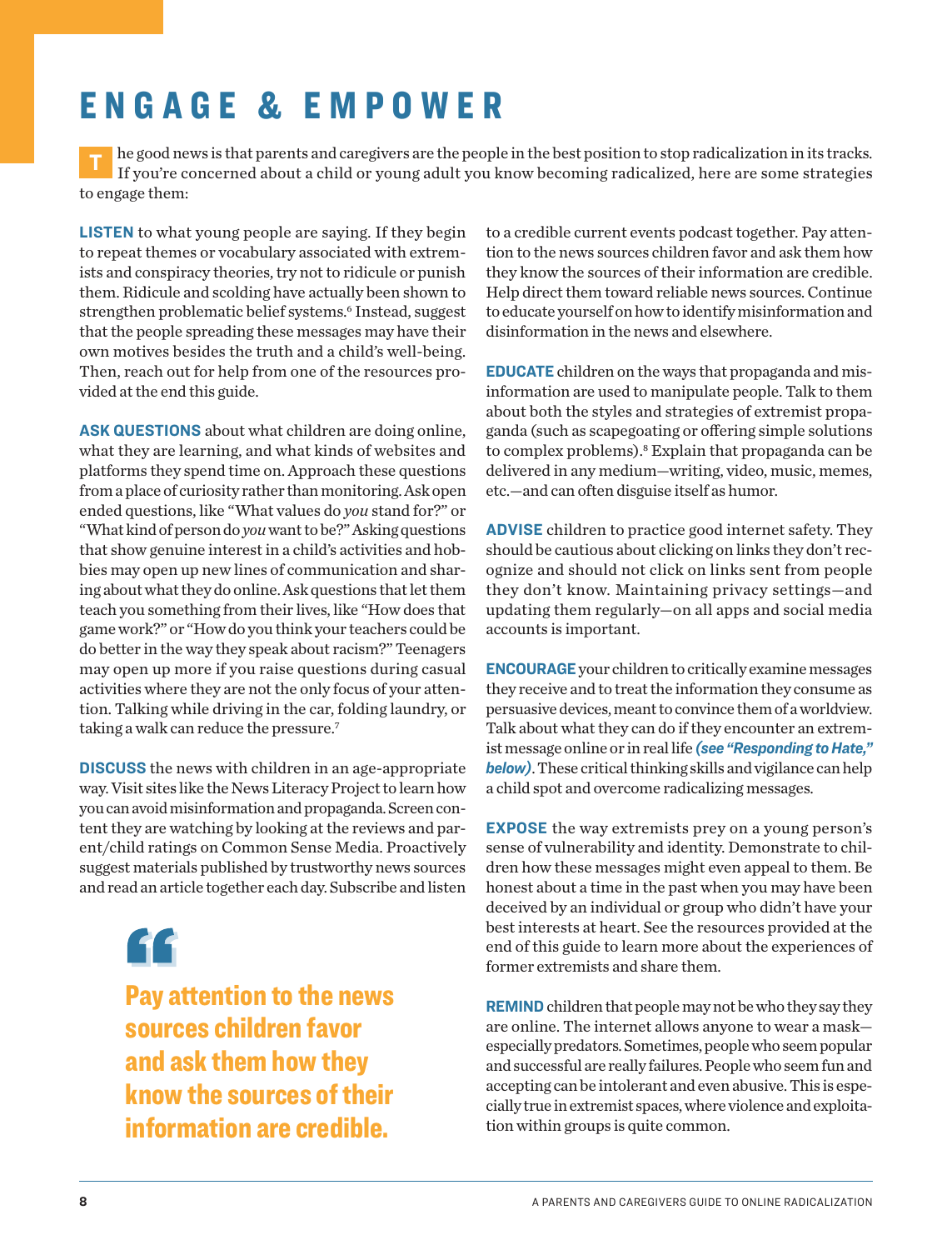# ENGAGE & EMPOWER

The good news is that parents and caregivers are the people in the best position to stop radicalization in its tracks. If you're concerned about a child or young adult you know becoming radicalized, here are some strategies to engage them:

**LISTEN** to what young people are saying. If they begin to repeat themes or vocabulary associated with extremists and conspiracy theories, try not to ridicule or punish them. Ridicule and scolding have actually been shown to strengthen problematic belief systems.[6] Instead, suggest that the people spreading these messages may have their own motives besides the truth and a child's well-being. Then, reach out for help from one of the resources provided at the end this guide.

**ASK QUESTIONS** about what children are doing online, what they are learning, and what kinds of websites and platforms they spend time on. Approach these questions from a place of curiosity rather than monitoring. Ask open ended questions, like "What values do *you* stand for?" or "What kind of person do *you* want to be?" Asking questions that show genuine interest in a child's activities and hobbies may open up new lines of communication and sharing about what they do online. Ask questions that let them teach you something from their lives, like "How does that game work?" or "How do you think your teachers could be do better in the way they speak about racism?" Teenagers may open up more if you raise questions during casual activities where they are not the only focus of your attention. Talking while driving in the car, folding laundry, or taking a walk can reduce the pressure.[7]

**DISCUSS** the news with children in an age-appropriate way. Visit sites like the News Literacy Project to learn how you can avoid misinformation and propaganda. Screen content they are watching by looking at the reviews and parent/child ratings on Common Sense Media. Proactively suggest materials published by trustworthy news sources and read an article together each day. Subscribe and listen to a credible current events podcast together. Pay attention to the news sources children favor and ask them how they know the sources of their information are credible. Help direct them toward reliable news sources. Continue to educate yourself on how to identify misinformation and disinformation in the news and elsewhere.

> **Pay attention to the news sources children favor and ask them how they know the sources of their information are credible.**

**EDUCATE** children on the ways that propaganda and misinformation are used to manipulate people. Talk to them about both the styles and strategies of extremist propaganda (such as scapegoating or offering simple solutions to complex problems).[8] Explain that propaganda can be delivered in any medium—writing, video, music, memes, etc.—and can often disguise itself as humor.

**ADVISE** children to practice good internet safety. They should be cautious about clicking on links they don't recognize and should not click on links sent from people they don't know. Maintaining privacy settings—and updating them regularly—on all apps and social media accounts is important.

**ENCOURAGE** your children to critically examine messages they receive and to treat the information they consume as persuasive devices, meant to convince them of a worldview. Talk about what they can do if they encounter an extremist message online or in real life ***(see "Responding to Hate," below)***. These critical thinking skills and vigilance can help a child spot and overcome radicalizing messages.

**EXPOSE** the way extremists prey on a young person's sense of vulnerability and identity. Demonstrate to children how these messages might even appeal to them. Be honest about a time in the past when you may have been deceived by an individual or group who didn't have your best interests at heart. See the resources provided at the end of this guide to learn more about the experiences of former extremists and share them.

**REMIND** children that people may not be who they say they are online. The internet allows anyone to wear a mask—especially predators. Sometimes, people who seem popular and successful are really failures. People who seem fun and accepting can be intolerant and even abusive. This is especially true in extremist spaces, where violence and exploitation within groups is quite common.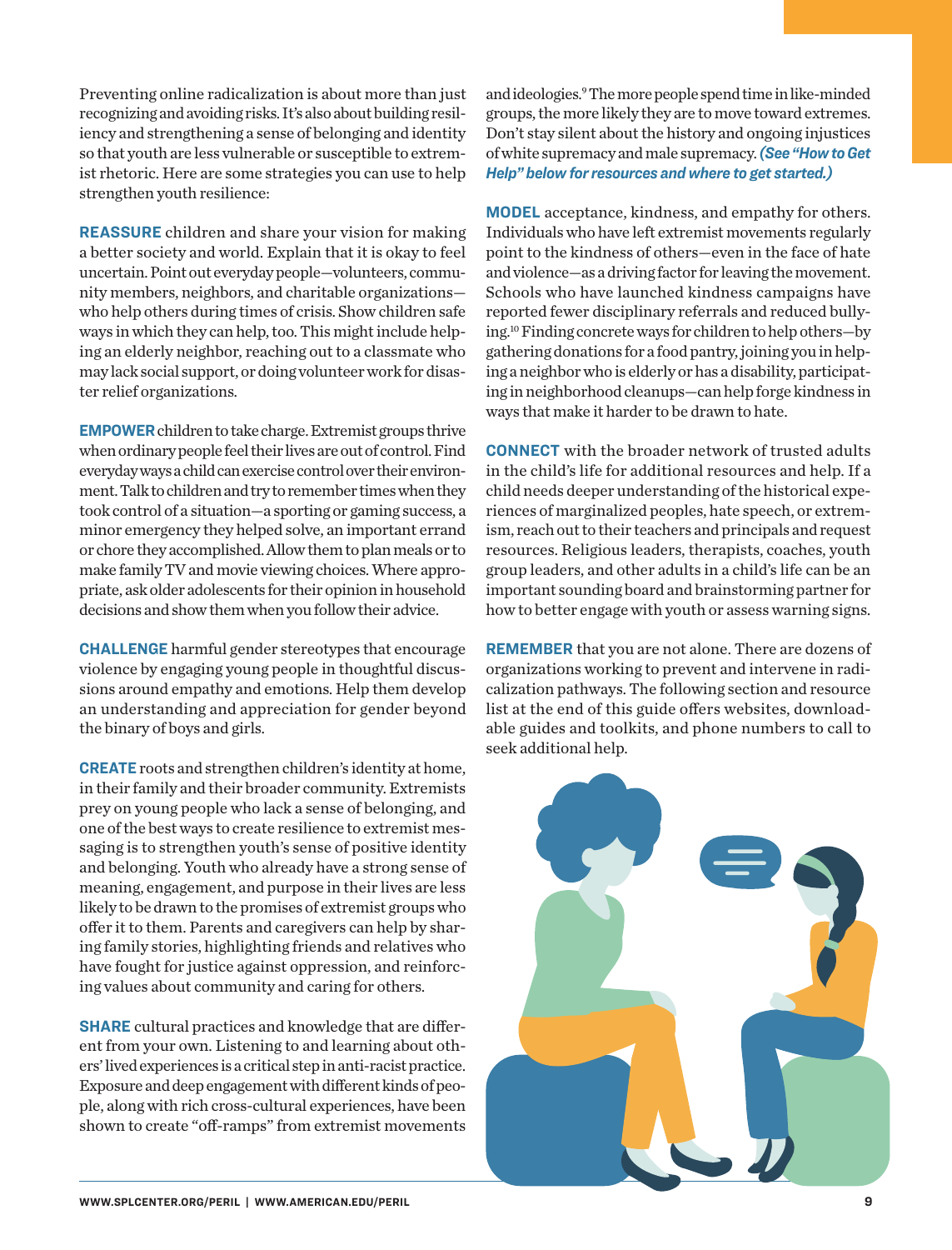Preventing online radicalization is about more than just recognizing and avoiding risks. It's also about building resiliency and strengthening a sense of belonging and identity so that youth are less vulnerable or susceptible to extremist rhetoric. Here are some strategies you can use to help strengthen youth resilience:

**REASSURE** children and share your vision for making a better society and world. Explain that it is okay to feel uncertain. Point out everyday people—volunteers, community members, neighbors, and charitable organizations—who help others during times of crisis. Show children safe ways in which they can help, too. This might include helping an elderly neighbor, reaching out to a classmate who may lack social support, or doing volunteer work for disaster relief organizations.

**EMPOWER** children to take charge. Extremist groups thrive when ordinary people feel their lives are out of control. Find everyday ways a child can exercise control over their environment. Talk to children and try to remember times when they took control of a situation—a sporting or gaming success, a minor emergency they helped solve, an important errand or chore they accomplished. Allow them to plan meals or to make family TV and movie viewing choices. Where appropriate, ask older adolescents for their opinion in household decisions and show them when you follow their advice.

**CHALLENGE** harmful gender stereotypes that encourage violence by engaging young people in thoughtful discussions around empathy and emotions. Help them develop an understanding and appreciation for gender beyond the binary of boys and girls.

**CREATE** roots and strengthen children's identity at home, in their family and their broader community. Extremists prey on young people who lack a sense of belonging, and one of the best ways to create resilience to extremist messaging is to strengthen youth's sense of positive identity and belonging. Youth who already have a strong sense of meaning, engagement, and purpose in their lives are less likely to be drawn to the promises of extremist groups who offer it to them. Parents and caregivers can help by sharing family stories, highlighting friends and relatives who have fought for justice against oppression, and reinforcing values about community and caring for others.

**SHARE** cultural practices and knowledge that are different from your own. Listening to and learning about others' lived experiences is a critical step in anti-racist practice. Exposure and deep engagement with different kinds of people, along with rich cross-cultural experiences, have been shown to create "off-ramps" from extremist movements and ideologies.[9] The more people spend time in like-minded groups, the more likely they are to move toward extremes. Don't stay silent about the history and ongoing injustices of white supremacy and male supremacy. ***(See "How to Get Help" below for resources and where to get started.)***

**MODEL** acceptance, kindness, and empathy for others. Individuals who have left extremist movements regularly point to the kindness of others—even in the face of hate and violence—as a driving factor for leaving the movement. Schools who have launched kindness campaigns have reported fewer disciplinary referrals and reduced bullying.[10] Finding concrete ways for children to help others—by gathering donations for a food pantry, joining you in helping a neighbor who is elderly or has a disability, participating in neighborhood cleanups—can help forge kindness in ways that make it harder to be drawn to hate.

**CONNECT** with the broader network of trusted adults in the child's life for additional resources and help. If a child needs deeper understanding of the historical experiences of marginalized peoples, hate speech, or extremism, reach out to their teachers and principals and request resources. Religious leaders, therapists, coaches, youth group leaders, and other adults in a child's life can be an important sounding board and brainstorming partner for how to better engage with youth or assess warning signs.

**REMEMBER** that you are not alone. There are dozens of organizations working to prevent and intervene in radicalization pathways. The following section and resource list at the end of this guide offers websites, downloadable guides and toolkits, and phone numbers to call to seek additional help.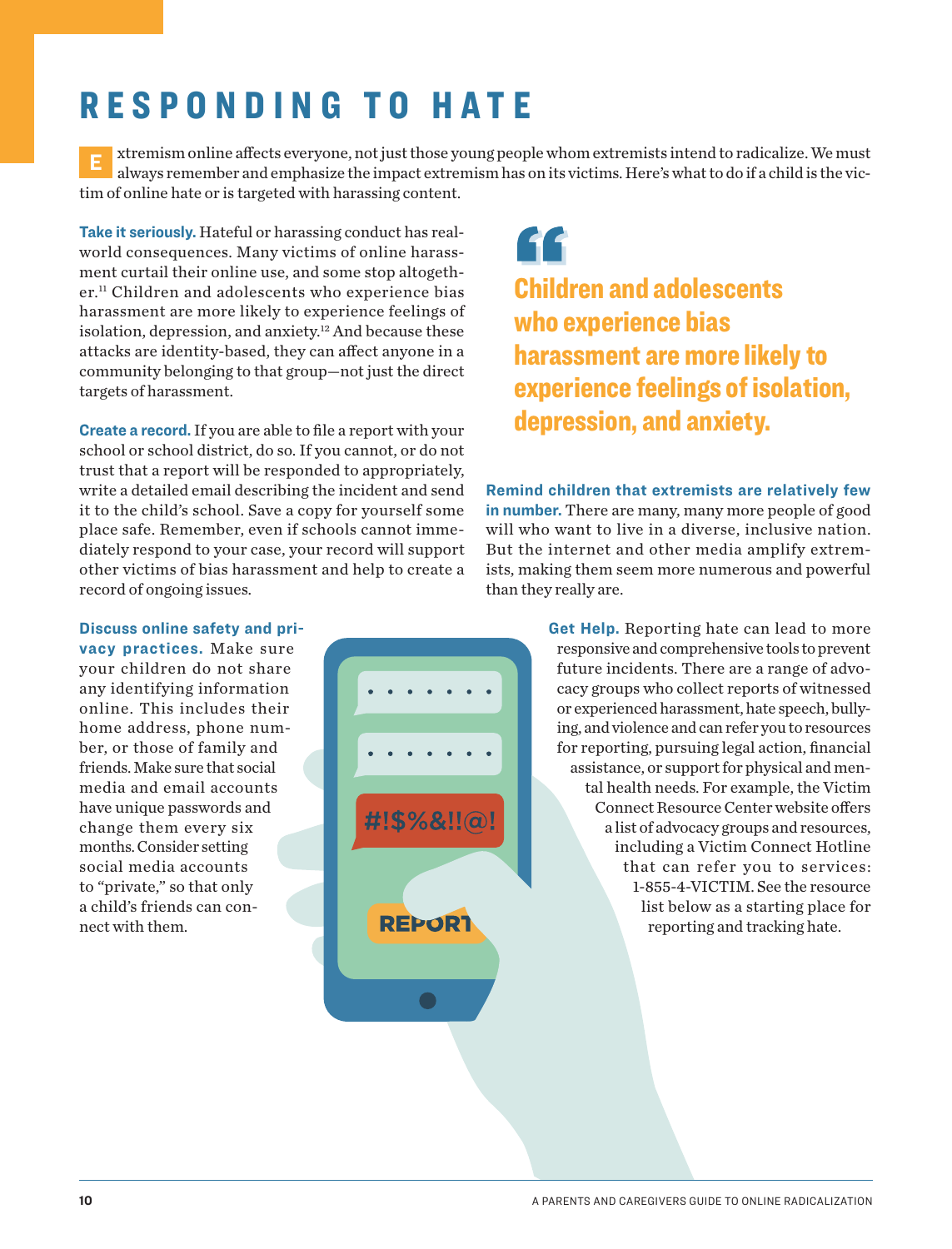# RESPONDING TO HATE

Extremism online affects everyone, not just those young people whom extremists intend to radicalize. We must always remember and emphasize the impact extremism has on its victims. Here's what to do if a child is the victim of online hate or is targeted with harassing content.

**Take it seriously.** Hateful or harassing conduct has real-world consequences. Many victims of online harassment curtail their online use, and some stop altogether.[11] Children and adolescents who experience bias harassment are more likely to experience feelings of isolation, depression, and anxiety.[12] And because these attacks are identity-based, they can affect anyone in a community belonging to that group—not just the direct targets of harassment.

**Create a record.** If you are able to file a report with your school or school district, do so. If you cannot, or do not trust that a report will be responded to appropriately, write a detailed email describing the incident and send it to the child's school. Save a copy for yourself some place safe. Remember, even if schools cannot immediately respond to your case, your record will support other victims of bias harassment and help to create a record of ongoing issues.

> **Children and adolescents who experience bias harassment are more likely to experience feelings of isolation, depression, and anxiety.**

**Remind children that extremists are relatively few in number.** There are many, many more people of good will who want to live in a diverse, inclusive nation. But the internet and other media amplify extremists, making them seem more numerous and powerful than they really are.

**Discuss online safety and privacy practices.** Make sure your children do not share any identifying information online. This includes their home address, phone number, or those of family and friends. Make sure that social media and email accounts have unique passwords and change them every six months. Consider setting social media accounts to "private," so that only a child's friends can connect with them.

**Get Help.** Reporting hate can lead to more responsive and comprehensive tools to prevent future incidents. There are a range of advocacy groups who collect reports of witnessed or experienced harassment, hate speech, bullying, and violence and can refer you to resources for reporting, pursuing legal action, financial assistance, or support for physical and mental health needs. For example, the Victim Connect Resource Center website offers a list of advocacy groups and resources, including a Victim Connect Hotline that can refer you to services: 1-855-4-VICTIM. See the resource list below as a starting place for reporting and tracking hate.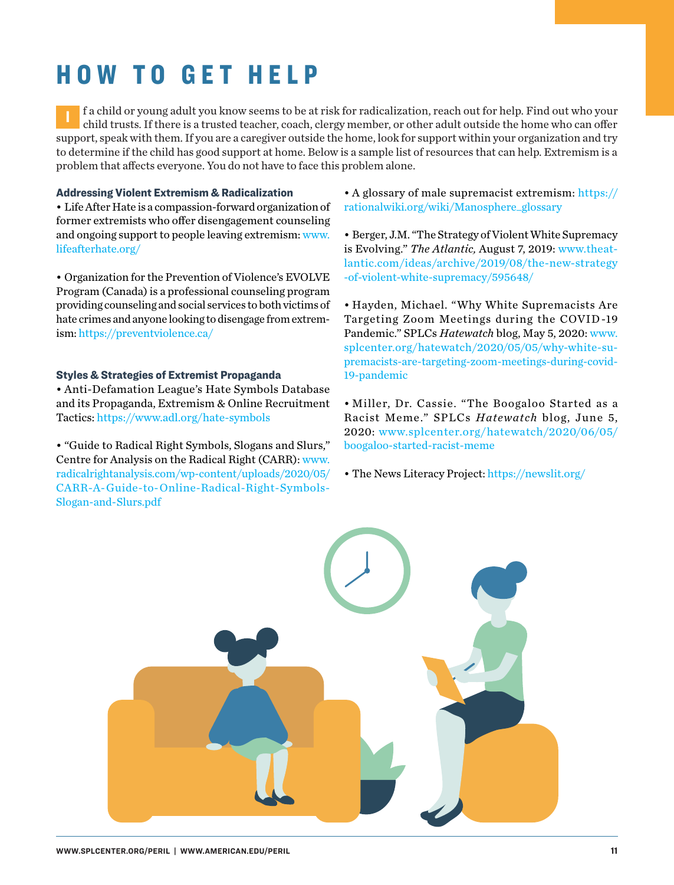# HOW TO GET HELP

If a child or young adult you know seems to be at risk for radicalization, reach out for help. Find out who your child trusts. If there is a trusted teacher, coach, clergy member, or other adult outside the home who can offer support, speak with them. If you are a caregiver outside the home, look for support within your organization and try to determine if the child has good support at home. Below is a sample list of resources that can help. Extremism is a problem that affects everyone. You do not have to face this problem alone.

**Addressing Violent Extremism & Radicalization**

- Life After Hate is a compassion-forward organization of former extremists who offer disengagement counseling and ongoing support to people leaving extremism: www.lifeafterhate.org/

- Organization for the Prevention of Violence's EVOLVE Program (Canada) is a professional counseling program providing counseling and social services to both victims of hate crimes and anyone looking to disengage from extremism: https://preventviolence.ca/

**Styles & Strategies of Extremist Propaganda**

- Anti-Defamation League's Hate Symbols Database and its Propaganda, Extremism & Online Recruitment Tactics: https://www.adl.org/hate-symbols

- "Guide to Radical Right Symbols, Slogans and Slurs," Centre for Analysis on the Radical Right (CARR): www.radicalrightanalysis.com/wp-content/uploads/2020/05/CARR-A-Guide-to-Online-Radical-Right-Symbols-Slogan-and-Slurs.pdf

- A glossary of male supremacist extremism: https://rationalwiki.org/wiki/Manosphere_glossary

- Berger, J.M. "The Strategy of Violent White Supremacy is Evolving." *The Atlantic,* August 7, 2019: www.theatlantic.com/ideas/archive/2019/08/the-new-strategy-of-violent-white-supremacy/595648/

- Hayden, Michael. "Why White Supremacists Are Targeting Zoom Meetings during the COVID-19 Pandemic." SPLCs *Hatewatch* blog, May 5, 2020: www.splcenter.org/hatewatch/2020/05/05/why-white-supremacists-are-targeting-zoom-meetings-during-covid-19-pandemic

- Miller, Dr. Cassie. "The Boogaloo Started as a Racist Meme." SPLCs *Hatewatch* blog, June 5, 2020: www.splcenter.org/hatewatch/2020/06/05/boogaloo-started-racist-meme

- The News Literacy Project: https://newslit.org/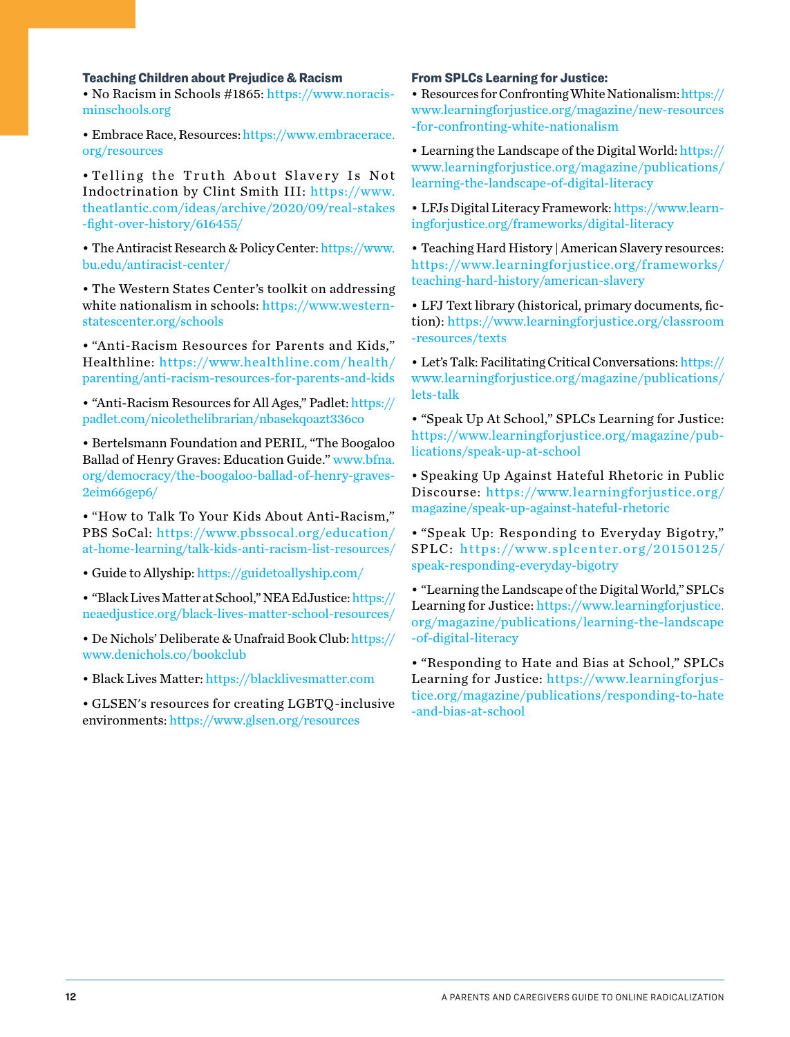### Teaching Children about Prejudice & Racism

- No Racism in Schools #1865: https://www.noracisminschools.org
- Embrace Race, Resources: https://www.embracerace.org/resources
- Telling the Truth About Slavery Is Not Indoctrination by Clint Smith III: https://www.theatlantic.com/ideas/archive/2020/09/real-stakes-fight-over-history/616455/
- The Antiracist Research & Policy Center: https://www.bu.edu/antiracist-center/
- The Western States Center's toolkit on addressing white nationalism in schools: https://www.westernstatescenter.org/schools
- "Anti-Racism Resources for Parents and Kids," Healthline: https://www.healthline.com/health/parenting/anti-racism-resources-for-parents-and-kids
- "Anti-Racism Resources for All Ages," Padlet: https://padlet.com/nicolethelibrarian/nbasekqoazt336co
- Bertelsmann Foundation and PERIL, "The Boogaloo Ballad of Henry Graves: Education Guide." www.bfna.org/democracy/the-boogaloo-ballad-of-henry-graves-2eim66gep6/
- "How to Talk To Your Kids About Anti-Racism," PBS SoCal: https://www.pbssocal.org/education/at-home-learning/talk-kids-anti-racism-list-resources/
- Guide to Allyship: https://guidetoallyship.com/
- "Black Lives Matter at School," NEA EdJustice: https://neaedjustice.org/black-lives-matter-school-resources/
- De Nichols' Deliberate & Unafraid Book Club: https://www.denichols.co/bookclub
- Black Lives Matter: https://blacklivesmatter.com
- GLSEN's resources for creating LGBTQ-inclusive environments: https://www.glsen.org/resources

### From SPLCs Learning for Justice:

- Resources for Confronting White Nationalism: https://www.learningforjustice.org/magazine/new-resources-for-confronting-white-nationalism
- Learning the Landscape of the Digital World: https://www.learningforjustice.org/magazine/publications/learning-the-landscape-of-digital-literacy
- LFJs Digital Literacy Framework: https://www.learningforjustice.org/frameworks/digital-literacy
- Teaching Hard History | American Slavery resources: https://www.learningforjustice.org/frameworks/teaching-hard-history/american-slavery
- LFJ Text library (historical, primary documents, fiction): https://www.learningforjustice.org/classroom-resources/texts
- Let's Talk: Facilitating Critical Conversations: https://www.learningforjustice.org/magazine/publications/lets-talk
- "Speak Up At School," SPLCs Learning for Justice: https://www.learningforjustice.org/magazine/publications/speak-up-at-school
- Speaking Up Against Hateful Rhetoric in Public Discourse: https://www.learningforjustice.org/magazine/speak-up-against-hateful-rhetoric
- "Speak Up: Responding to Everyday Bigotry," SPLC: https://www.splcenter.org/20150125/speak-responding-everyday-bigotry
- "Learning the Landscape of the Digital World," SPLCs Learning for Justice: https://www.learningforjustice.org/magazine/publications/learning-the-landscape-of-digital-literacy
- "Responding to Hate and Bias at School," SPLCs Learning for Justice: https://www.learningforjustice.org/magazine/publications/responding-to-hate-and-bias-at-school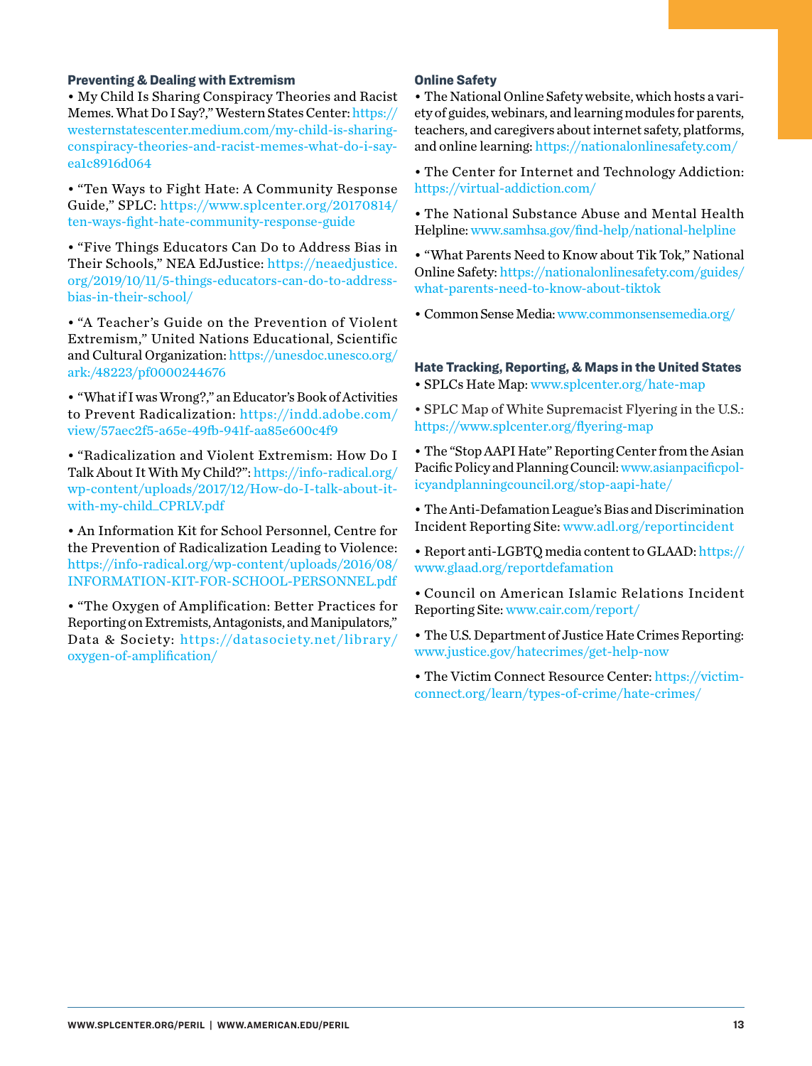### Preventing & Dealing with Extremism

- My Child Is Sharing Conspiracy Theories and Racist Memes. What Do I Say?," Western States Center: https://westernstatescenter.medium.com/my-child-is-sharing-conspiracy-theories-and-racist-memes-what-do-i-say-ea1c8916d064

- "Ten Ways to Fight Hate: A Community Response Guide," SPLC: https://www.splcenter.org/20170814/ten-ways-fight-hate-community-response-guide

- "Five Things Educators Can Do to Address Bias in Their Schools," NEA EdJustice: https://neaedjustice.org/2019/10/11/5-things-educators-can-do-to-address-bias-in-their-school/

- "A Teacher's Guide on the Prevention of Violent Extremism," United Nations Educational, Scientific and Cultural Organization: https://unesdoc.unesco.org/ark:/48223/pf0000244676

- "What if I was Wrong?," an Educator's Book of Activities to Prevent Radicalization: https://indd.adobe.com/view/57aec2f5-a65e-49fb-941f-aa85e600c4f9

- "Radicalization and Violent Extremism: How Do I Talk About It With My Child?": https://info-radical.org/wp-content/uploads/2017/12/How-do-I-talk-about-it-with-my-child_CPRLV.pdf

- An Information Kit for School Personnel, Centre for the Prevention of Radicalization Leading to Violence: https://info-radical.org/wp-content/uploads/2016/08/INFORMATION-KIT-FOR-SCHOOL-PERSONNEL.pdf

- "The Oxygen of Amplification: Better Practices for Reporting on Extremists, Antagonists, and Manipulators," Data & Society: https://datasociety.net/library/oxygen-of-amplification/

### Online Safety

- The National Online Safety website, which hosts a variety of guides, webinars, and learning modules for parents, teachers, and caregivers about internet safety, platforms, and online learning: https://nationalonlinesafety.com/

- The Center for Internet and Technology Addiction: https://virtual-addiction.com/

- The National Substance Abuse and Mental Health Helpline: www.samhsa.gov/find-help/national-helpline

- "What Parents Need to Know about Tik Tok," National Online Safety: https://nationalonlinesafety.com/guides/what-parents-need-to-know-about-tiktok

- Common Sense Media: www.commonsensemedia.org/

### Hate Tracking, Reporting, & Maps in the United States

- SPLCs Hate Map: www.splcenter.org/hate-map

- SPLC Map of White Supremacist Flyering in the U.S.: https://www.splcenter.org/flyering-map

- The "Stop AAPI Hate" Reporting Center from the Asian Pacific Policy and Planning Council: www.asianpacificpolicyandplanningcouncil.org/stop-aapi-hate/

- The Anti-Defamation League's Bias and Discrimination Incident Reporting Site: www.adl.org/reportincident

- Report anti-LGBTQ media content to GLAAD: https://www.glaad.org/reportdefamation

- Council on American Islamic Relations Incident Reporting Site: www.cair.com/report/

- The U.S. Department of Justice Hate Crimes Reporting: www.justice.gov/hatecrimes/get-help-now

- The Victim Connect Resource Center: https://victimconnect.org/learn/types-of-crime/hate-crimes/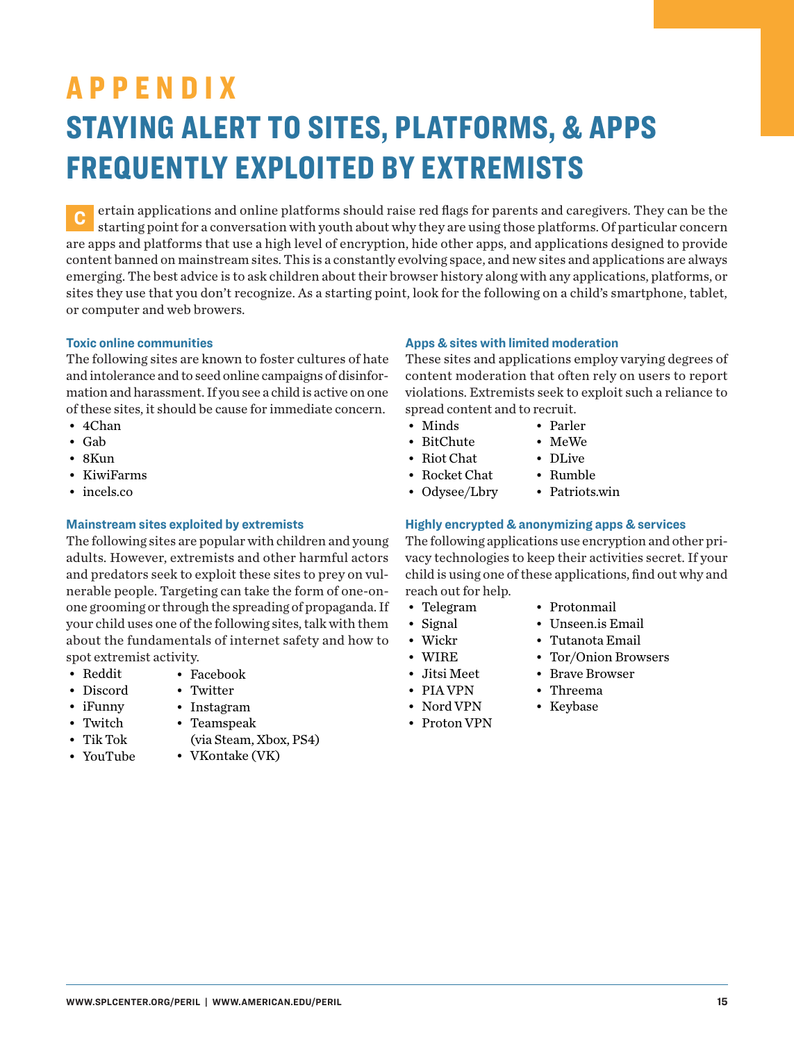# APPENDIX

# STAYING ALERT TO SITES, PLATFORMS, & APPS FREQUENTLY EXPLOITED BY EXTREMISTS

Certain applications and online platforms should raise red flags for parents and caregivers. They can be the starting point for a conversation with youth about why they are using those platforms. Of particular concern are apps and platforms that use a high level of encryption, hide other apps, and applications designed to provide content banned on mainstream sites. This is a constantly evolving space, and new sites and applications are always emerging. The best advice is to ask children about their browser history along with any applications, platforms, or sites they use that you don't recognize. As a starting point, look for the following on a child's smartphone, tablet, or computer and web browers.

### Toxic online communities

The following sites are known to foster cultures of hate and intolerance and to seed online campaigns of disinformation and harassment. If you see a child is active on one of these sites, it should be cause for immediate concern.

- 4Chan
- Gab
- 8Kun
- KiwiFarms
- incels.co

### Mainstream sites exploited by extremists

The following sites are popular with children and young adults. However, extremists and other harmful actors and predators seek to exploit these sites to prey on vulnerable people. Targeting can take the form of one-on-one grooming or through the spreading of propaganda. If your child uses one of the following sites, talk with them about the fundamentals of internet safety and how to spot extremist activity.

- Reddit
- Discord
- iFunny
- Twitch
- Tik Tok
- YouTube
- Facebook
- Twitter
- Instagram
- Teamspeak (via Steam, Xbox, PS4)
- VKontake (VK)

### Apps & sites with limited moderation

These sites and applications employ varying degrees of content moderation that often rely on users to report violations. Extremists seek to exploit such a reliance to spread content and to recruit.

- Minds
- BitChute
- Riot Chat
- Rocket Chat
- Odysee/Lbry
- Parler
- MeWe
- DLive
- Rumble
- Patriots.win

### Highly encrypted & anonymizing apps & services

The following applications use encryption and other privacy technologies to keep their activities secret. If your child is using one of these applications, find out why and reach out for help.

- Telegram
- Signal
- Wickr
- WIRE
- Jitsi Meet
- PIA VPN
- Nord VPN
- Proton VPN
- Protonmail
- Unseen.is Email
- Tutanota Email
- Tor/Onion Browsers
- Brave Browser
- Threema
- Keybase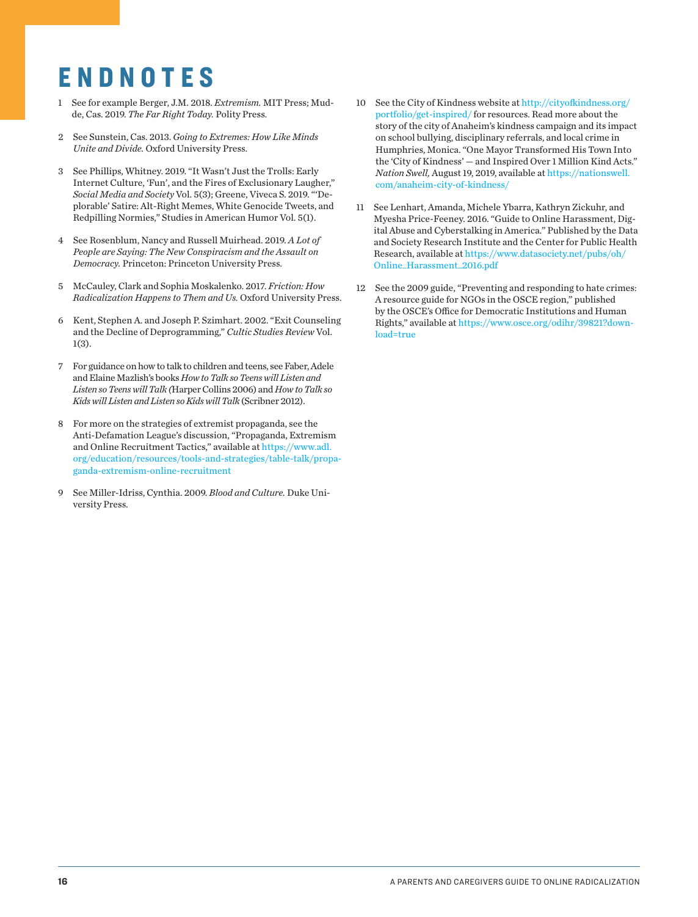# ENDNOTES

1. See for example Berger, J.M. 2018. *Extremism.* MIT Press; Mudde, Cas. 2019. *The Far Right Today.* Polity Press.

2. See Sunstein, Cas. 2013. *Going to Extremes: How Like Minds Unite and Divide.* Oxford University Press.

3. See Phillips, Whitney. 2019. "It Wasn't Just the Trolls: Early Internet Culture, 'Fun', and the Fires of Exclusionary Laugher," *Social Media and Society* Vol. 5(3); Greene, Viveca S. 2019. "'Deplorable' Satire: Alt-Right Memes, White Genocide Tweets, and Redpilling Normies," Studies in American Humor Vol. 5(1).

4. See Rosenblum, Nancy and Russell Muirhead. 2019. *A Lot of People are Saying: The New Conspiracism and the Assault on Democracy.* Princeton: Princeton University Press.

5. McCauley, Clark and Sophia Moskalenko. 2017. *Friction: How Radicalization Happens to Them and Us.* Oxford University Press.

6. Kent, Stephen A. and Joseph P. Szimhart. 2002. "Exit Counseling and the Decline of Deprogramming," *Cultic Studies Review* Vol. 1(3).

7. For guidance on how to talk to children and teens, see Faber, Adele and Elaine Mazlish's books *How to Talk so Teens will Listen and Listen so Teens will Talk* (Harper Collins 2006) and *How to Talk so Kids will Listen and Listen so Kids will Talk* (Scribner 2012).

8. For more on the strategies of extremist propaganda, see the Anti-Defamation League's discussion, "Propaganda, Extremism and Online Recruitment Tactics," available at https://www.adl.org/education/resources/tools-and-strategies/table-talk/propaganda-extremism-online-recruitment

9. See Miller-Idriss, Cynthia. 2009. *Blood and Culture.* Duke University Press.

10. See the City of Kindness website at http://cityofkindness.org/portfolio/get-inspired/ for resources. Read more about the story of the city of Anaheim's kindness campaign and its impact on school bullying, disciplinary referrals, and local crime in Humphries, Monica. "One Mayor Transformed His Town Into the 'City of Kindness' — and Inspired Over 1 Million Kind Acts." *Nation Swell,* August 19, 2019, available at https://nationswell.com/anaheim-city-of-kindness/

11. See Lenhart, Amanda, Michele Ybarra, Kathryn Zickuhr, and Myesha Price-Feeney. 2016. "Guide to Online Harassment, Digital Abuse and Cyberstalking in America." Published by the Data and Society Research Institute and the Center for Public Health Research, available at https://www.datasociety.net/pubs/oh/Online_Harassment_2016.pdf

12. See the 2009 guide, "Preventing and responding to hate crimes: A resource guide for NGOs in the OSCE region," published by the OSCE's Office for Democratic Institutions and Human Rights," available at https://www.osce.org/odihr/39821?download=true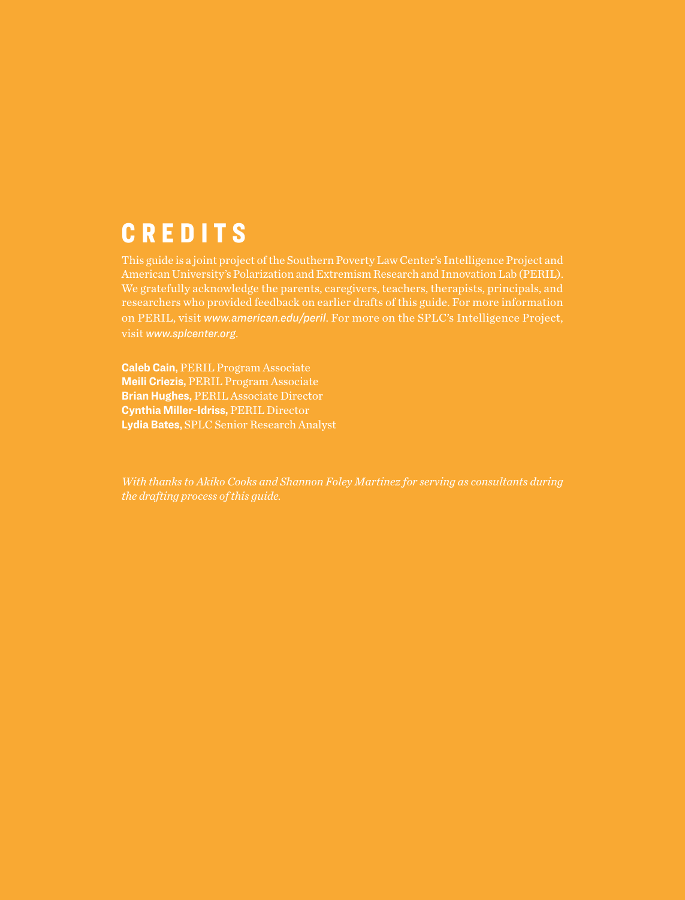# CREDITS

This guide is a joint project of the Southern Poverty Law Center's Intelligence Project and American University's Polarization and Extremism Research and Innovation Lab (PERIL). We gratefully acknowledge the parents, caregivers, teachers, therapists, principals, and researchers who provided feedback on earlier drafts of this guide. For more information on PERIL, visit *www.american.edu/peril*. For more on the SPLC's Intelligence Project, visit *www.splcenter.org*.

**Caleb Cain,** PERIL Program Associate
**Meili Criezis,** PERIL Program Associate
**Brian Hughes,** PERIL Associate Director
**Cynthia Miller-Idriss,** PERIL Director
**Lydia Bates,** SPLC Senior Research Analyst

*With thanks to Akiko Cooks and Shannon Foley Martinez for serving as consultants during the drafting process of this guide.*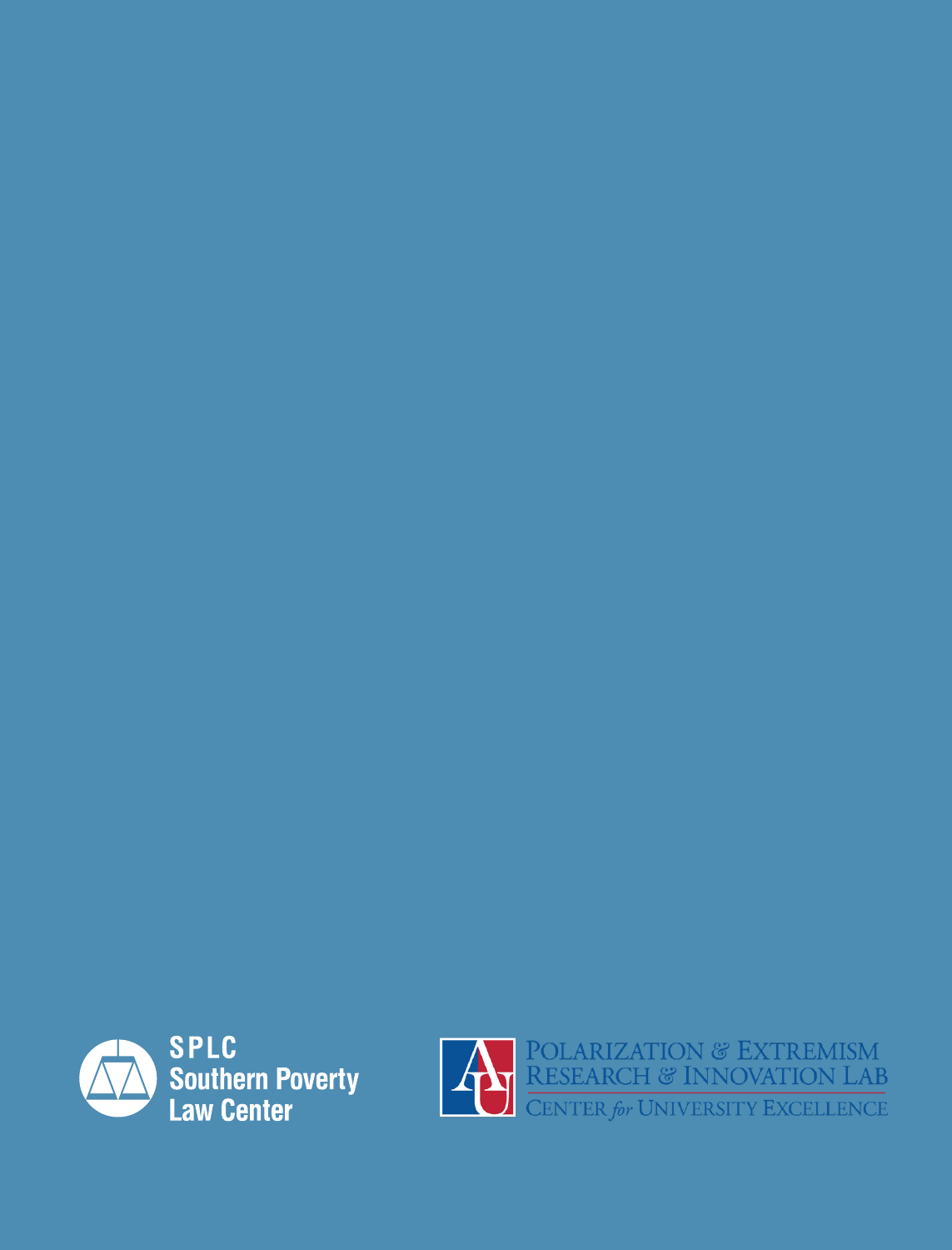SPLC
Southern Poverty
Law Center

POLARIZATION & EXTREMISM
RESEARCH & INNOVATION LAB
CENTER *for* UNIVERSITY EXCELLENCE